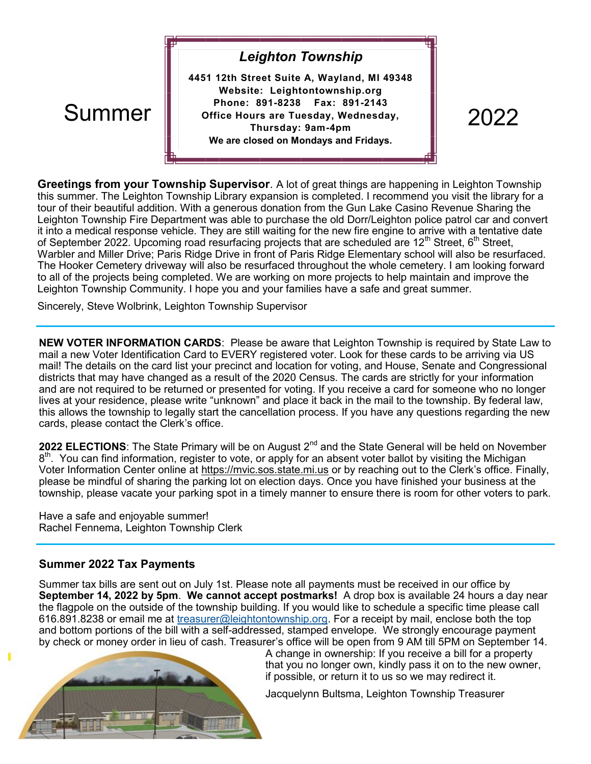Summer

# Leighton Township

**4451 12th Street Suite A, Wayland, MI 49348**
**Website: Leightontownship.org**
**Phone: 891-8238 Fax: 891-2143**
**Office Hours are Tuesday, Wednesday, Thursday: 9am-4pm**
**We are closed on Mondays and Fridays.**

2022

**Greetings from your Township Supervisor**. A lot of great things are happening in Leighton Township this summer. The Leighton Township Library expansion is completed. I recommend you visit the library for a tour of their beautiful addition. With a generous donation from the Gun Lake Casino Revenue Sharing the Leighton Township Fire Department was able to purchase the old Dorr/Leighton police patrol car and convert it into a medical response vehicle. They are still waiting for the new fire engine to arrive with a tentative date of September 2022. Upcoming road resurfacing projects that are scheduled are 12th Street, 6th Street, Warbler and Miller Drive; Paris Ridge Drive in front of Paris Ridge Elementary school will also be resurfaced. The Hooker Cemetery driveway will also be resurfaced throughout the whole cemetery. I am looking forward to all of the projects being completed. We are working on more projects to help maintain and improve the Leighton Township Community. I hope you and your families have a safe and great summer.

Sincerely, Steve Wolbrink, Leighton Township Supervisor

---

**NEW VOTER INFORMATION CARDS**: Please be aware that Leighton Township is required by State Law to mail a new Voter Identification Card to EVERY registered voter. Look for these cards to be arriving via US mail! The details on the card list your precinct and location for voting, and House, Senate and Congressional districts that may have changed as a result of the 2020 Census. The cards are strictly for your information and are not required to be returned or presented for voting. If you receive a card for someone who no longer lives at your residence, please write "unknown" and place it back in the mail to the township. By federal law, this allows the township to legally start the cancellation process. If you have any questions regarding the new cards, please contact the Clerk's office.

**2022 ELECTIONS**: The State Primary will be on August 2nd and the State General will be held on November 8th. You can find information, register to vote, or apply for an absent voter ballot by visiting the Michigan Voter Information Center online at https://mvic.sos.state.mi.us or by reaching out to the Clerk's office. Finally, please be mindful of sharing the parking lot on election days. Once you have finished your business at the township, please vacate your parking spot in a timely manner to ensure there is room for other voters to park.

Have a safe and enjoyable summer!
Rachel Fennema, Leighton Township Clerk

---

### Summer 2022 Tax Payments

Summer tax bills are sent out on July 1st. Please note all payments must be received in our office by **September 14, 2022 by 5pm**. **We cannot accept postmarks!** A drop box is available 24 hours a day near the flagpole on the outside of the township building. If you would like to schedule a specific time please call 616.891.8238 or email me at treasurer@leightontownship.org. For a receipt by mail, enclose both the top and bottom portions of the bill with a self-addressed, stamped envelope. We strongly encourage payment by check or money order in lieu of cash. Treasurer's office will be open from 9 AM till 5PM on September 14.

A change in ownership: If you receive a bill for a property that you no longer own, kindly pass it on to the new owner, if possible, or return it to us so we may redirect it.

Jacquelynn Bultsma, Leighton Township Treasurer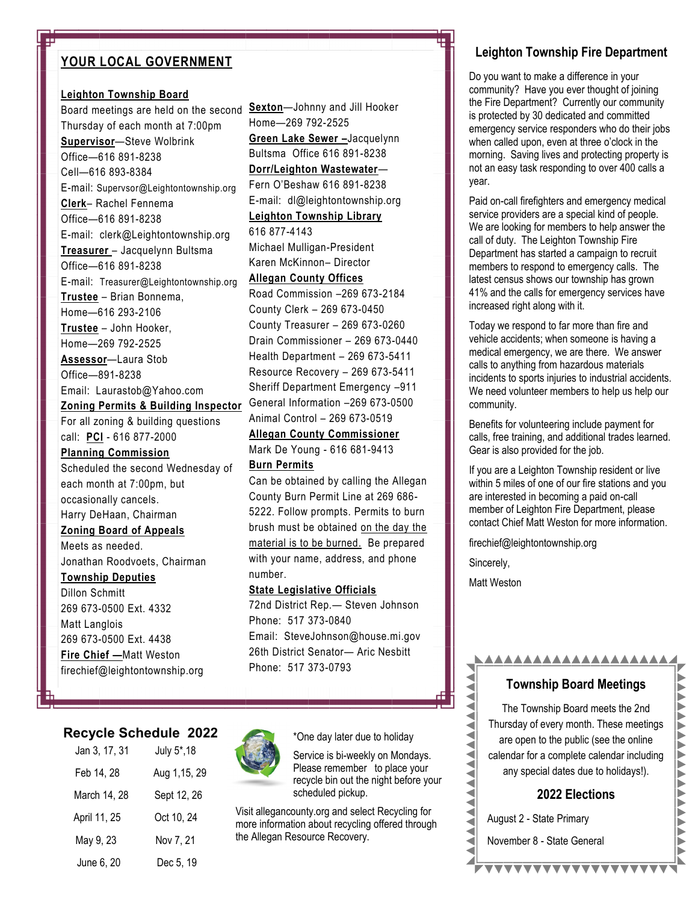## YOUR LOCAL GOVERNMENT

**Leighton Township Board**

Board meetings are held on the second Thursday of each month at 7:00pm

**Supervisor**—Steve Wolbrink
Office—616 891-8238
Cell—616 893-8384
E-mail: Supervsor@Leightontownship.org

**Clerk**– Rachel Fennema
Office—616 891-8238
E-mail: clerk@Leightontownship.org

**Treasurer** – Jacquelynn Bultsma
Office—616 891-8238
E-mail: Treasurer@Leightontownship.org

**Trustee** – Brian Bonnema,
Home—616 293-2106

**Trustee** – John Hooker,
Home—269 792-2525

**Assessor**—Laura Stob
Office—891-8238
Email: Laurastob@Yahoo.com

**Zoning Permits & Building Inspector**
For all zoning & building questions call: **PCI** - 616 877-2000

**Planning Commission**
Scheduled the second Wednesday of each month at 7:00pm, but occasionally cancels.
Harry DeHaan, Chairman

**Zoning Board of Appeals**
Meets as needed.
Jonathan Roodvoets, Chairman

**Township Deputies**
Dillon Schmitt
269 673-0500 Ext. 4332
Matt Langlois
269 673-0500 Ext. 4438

**Fire Chief** —Matt Weston
firechief@leightontownship.org

**Sexton**—Johnny and Jill Hooker
Home—269 792-2525

**Green Lake Sewer** –Jacquelynn Bultsma Office 616 891-8238

**Dorr/Leighton Wastewater**—
Fern O'Beshaw 616 891-8238
E-mail: dl@leightontownship.org

**Leighton Township Library**
616 877-4143
Michael Mulligan-President
Karen McKinnon– Director

**Allegan County Offices**
Road Commission –269 673-2184
County Clerk – 269 673-0450
County Treasurer – 269 673-0260
Drain Commissioner – 269 673-0440
Health Department – 269 673-5411
Resource Recovery – 269 673-5411
Sheriff Department Emergency –911
General Information –269 673-0500
Animal Control – 269 673-0519

**Allegan County Commissioner**
Mark De Young - 616 681-9413

**Burn Permits**
Can be obtained by calling the Allegan County Burn Permit Line at 269 686-5222. Follow prompts. Permits to burn brush must be obtained on the day the material is to be burned. Be prepared with your name, address, and phone number.

**State Legislative Officials**
72nd District Rep.— Steven Johnson
Phone: 517 373-0840
Email: SteveJohnson@house.mi.gov
26th District Senator— Aric Nesbitt
Phone: 517 373-0793

## Leighton Township Fire Department

Do you want to make a difference in your community? Have you ever thought of joining the Fire Department? Currently our community is protected by 30 dedicated and committed emergency service responders who do their jobs when called upon, even at three o'clock in the morning. Saving lives and protecting property is not an easy task responding to over 400 calls a year.

Paid on-call firefighters and emergency medical service providers are a special kind of people. We are looking for members to help answer the call of duty. The Leighton Township Fire Department has started a campaign to recruit members to respond to emergency calls. The latest census shows our township has grown 41% and the calls for emergency services have increased right along with it.

Today we respond to far more than fire and vehicle accidents; when someone is having a medical emergency, we are there. We answer calls to anything from hazardous materials incidents to sports injuries to industrial accidents. We need volunteer members to help us help our community.

Benefits for volunteering include payment for calls, free training, and additional trades learned. Gear is also provided for the job.

If you are a Leighton Township resident or live within 5 miles of one of our fire stations and you are interested in becoming a paid on-call member of Leighton Fire Department, please contact Chief Matt Weston for more information.

firechief@leightontownship.org

Sincerely,

Matt Weston

## Recycle Schedule 2022

| | |
|---|---|
| Jan 3, 17, 31 | July 5*,18 |
| Feb 14, 28 | Aug 1,15, 29 |
| March 14, 28 | Sept 12, 26 |
| April 11, 25 | Oct 10, 24 |
| May 9, 23 | Nov 7, 21 |
| June 6, 20 | Dec 5, 19 |

*One day later due to holiday

Service is bi-weekly on Mondays. Please remember to place your recycle bin out the night before your scheduled pickup.

Visit allegancounty.org and select Recycling for more information about recycling offered through the Allegan Resource Recovery.

### Township Board Meetings

The Township Board meets the 2nd Thursday of every month. These meetings are open to the public (see the online calendar for a complete calendar including any special dates due to holidays!).

### 2022 Elections

August 2 - State Primary

November 8 - State General